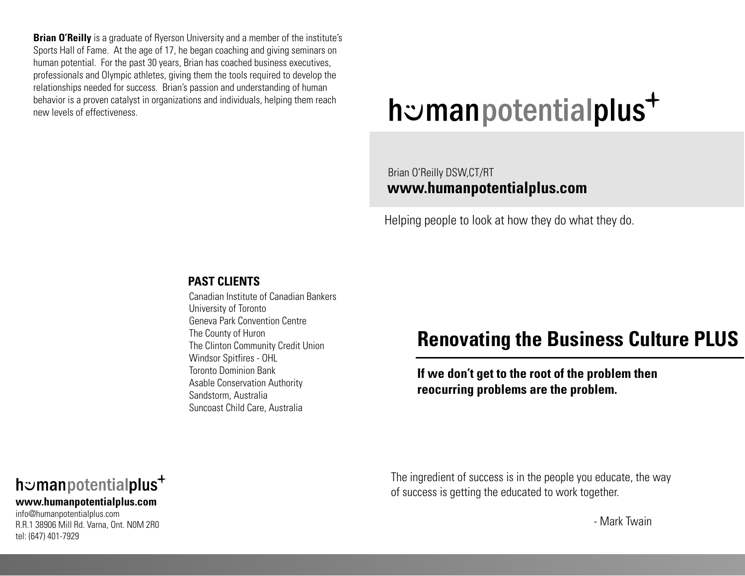**Brian O'Reilly** is a graduate of Ryerson University and a member of the institute's Sports Hall of Fame. At the age of 17, he began coaching and giving seminars on human potential. For the past 30 years, Brian has coached business executives, professionals and Olympic athletes, giving them the tools required to develop the relationships needed for success. Brian's passion and understanding of human behavior is a proven catalyst in organizations and individuals, helping them reach new levels of effectiveness.

### PAST CLIENTS

Canadian Institute of Canadian Bankers
University of Toronto
Geneva Park Convention Centre
The County of Huron
The Clinton Community Credit Union
Windsor Spitfires - OHL
Toronto Dominion Bank
Asable Conservation Authority
Sandstorm, Australia
Suncoast Child Care, Australia

humanpotentialplus+

**www.humanpotentialplus.com**

info@humanpotentialplus.com
R.R.1 38906 Mill Rd. Varna, Ont. N0M 2R0
tel: (647) 401-7929

# humanpotentialplus+

Brian O'Reilly DSW,CT/RT

**www.humanpotentialplus.com**

Helping people to look at how they do what they do.

## Renovating the Business Culture PLUS

**If we don't get to the root of the problem then reocurring problems are the problem.**

The ingredient of success is in the people you educate, the way of success is getting the educated to work together.

- Mark Twain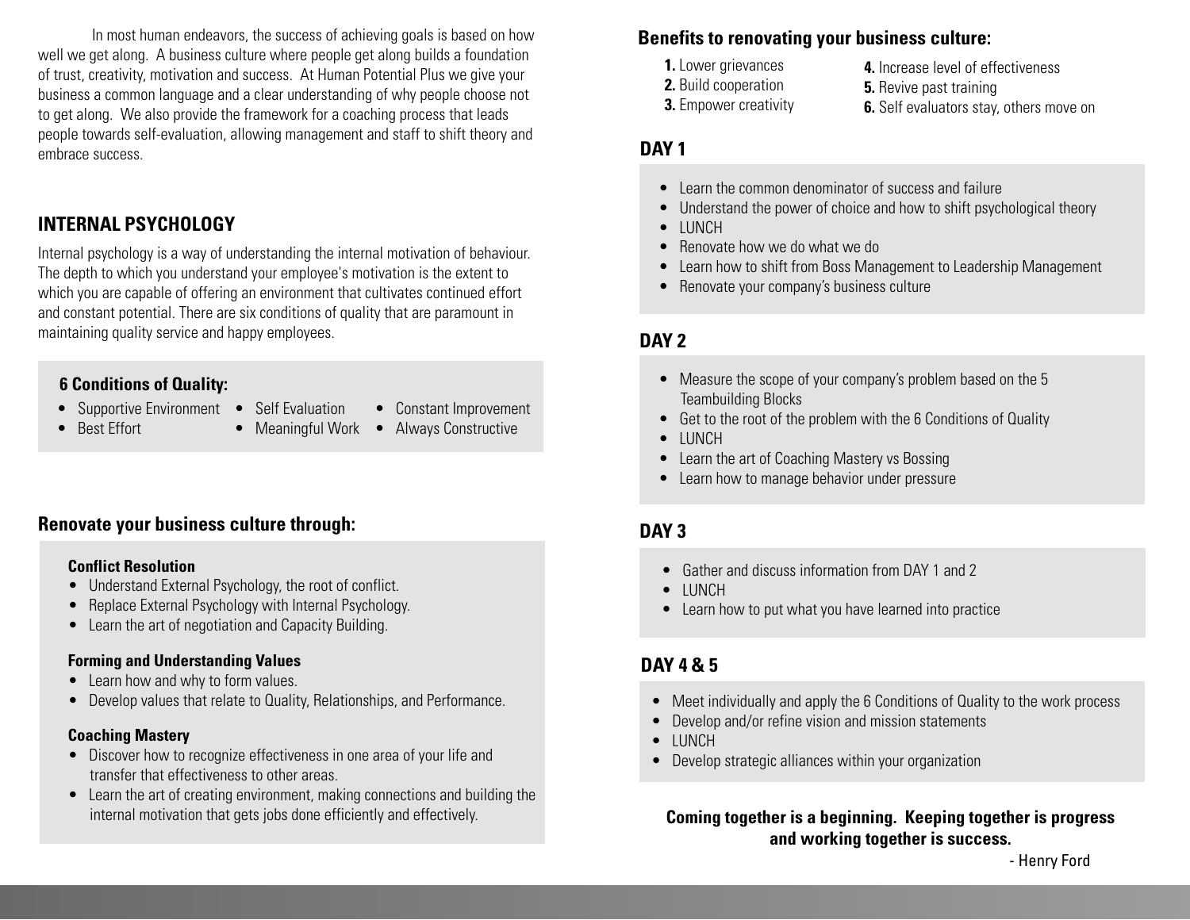In most human endeavors, the success of achieving goals is based on how well we get along. A business culture where people get along builds a foundation of trust, creativity, motivation and success. At Human Potential Plus we give your business a common language and a clear understanding of why people choose not to get along. We also provide the framework for a coaching process that leads people towards self-evaluation, allowing management and staff to shift theory and embrace success.

## INTERNAL PSYCHOLOGY

Internal psychology is a way of understanding the internal motivation of behaviour. The depth to which you understand your employee's motivation is the extent to which you are capable of offering an environment that cultivates continued effort and constant potential. There are six conditions of quality that are paramount in maintaining quality service and happy employees.

### 6 Conditions of Quality:

- Supportive Environment
- Best Effort
- Self Evaluation
- Meaningful Work
- Constant Improvement
- Always Constructive

### Renovate your business culture through:

**Conflict Resolution**

- Understand External Psychology, the root of conflict.
- Replace External Psychology with Internal Psychology.
- Learn the art of negotiation and Capacity Building.

**Forming and Understanding Values**

- Learn how and why to form values.
- Develop values that relate to Quality, Relationships, and Performance.

**Coaching Mastery**

- Discover how to recognize effectiveness in one area of your life and transfer that effectiveness to other areas.
- Learn the art of creating environment, making connections and building the internal motivation that gets jobs done efficiently and effectively.

### Benefits to renovating your business culture:

1. Lower grievances
2. Build cooperation
3. Empower creativity
4. Increase level of effectiveness
5. Revive past training
6. Self evaluators stay, others move on

## DAY 1

- Learn the common denominator of success and failure
- Understand the power of choice and how to shift psychological theory
- LUNCH
- Renovate how we do what we do
- Learn how to shift from Boss Management to Leadership Management
- Renovate your company's business culture

## DAY 2

- Measure the scope of your company's problem based on the 5 Teambuilding Blocks
- Get to the root of the problem with the 6 Conditions of Quality
- LUNCH
- Learn the art of Coaching Mastery vs Bossing
- Learn how to manage behavior under pressure

## DAY 3

- Gather and discuss information from DAY 1 and 2
- LUNCH
- Learn how to put what you have learned into practice

## DAY 4 & 5

- Meet individually and apply the 6 Conditions of Quality to the work process
- Develop and/or refine vision and mission statements
- LUNCH
- Develop strategic alliances within your organization

**Coming together is a beginning. Keeping together is progress and working together is success.**

- Henry Ford